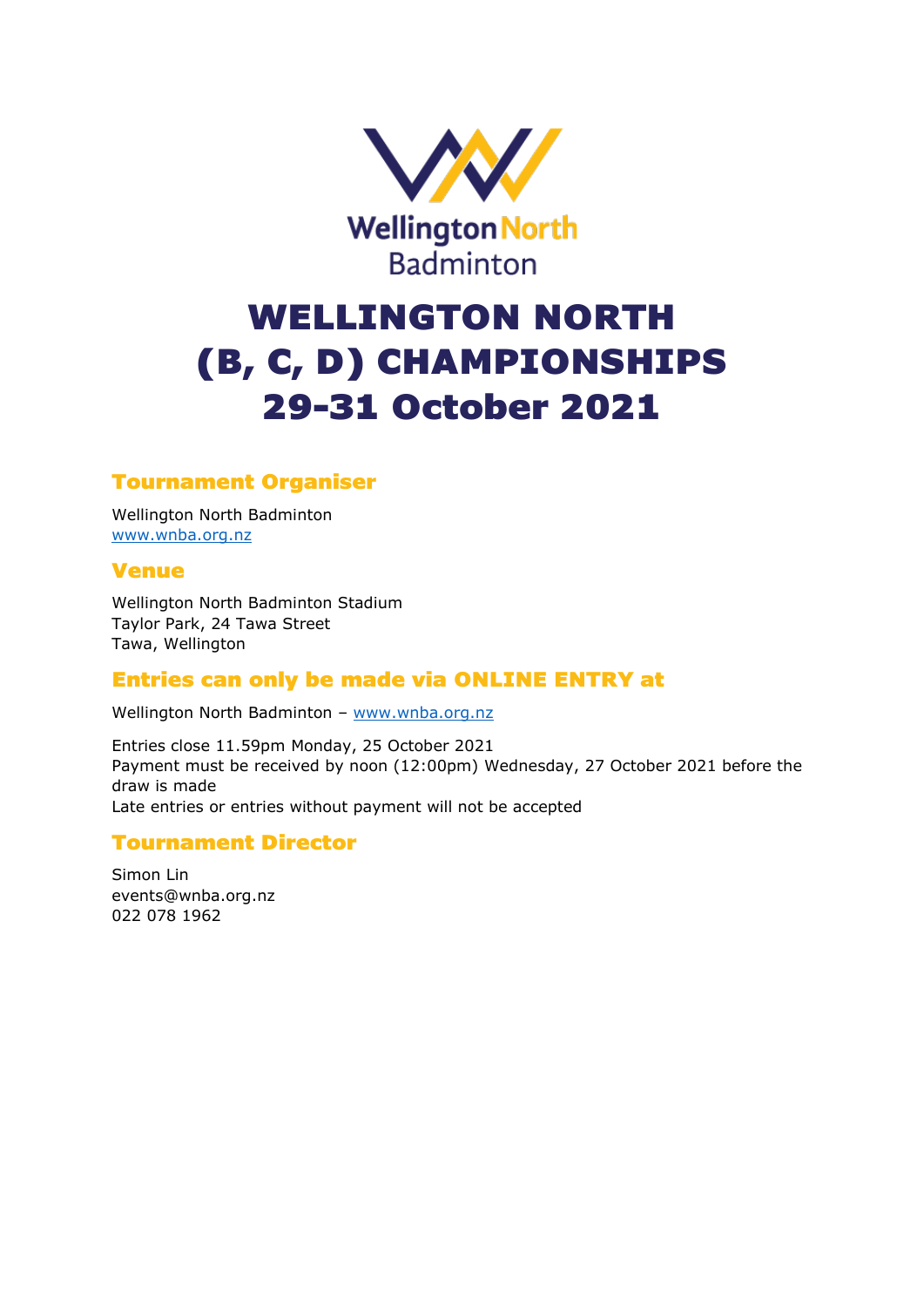Wellington North Badminton

# WELLINGTON NORTH (B, C, D) CHAMPIONSHIPS 29-31 October 2021

## Tournament Organiser

Wellington North Badminton
www.wnba.org.nz

## Venue

Wellington North Badminton Stadium
Taylor Park, 24 Tawa Street
Tawa, Wellington

## Entries can only be made via ONLINE ENTRY at

Wellington North Badminton – www.wnba.org.nz

Entries close 11.59pm Monday, 25 October 2021
Payment must be received by noon (12:00pm) Wednesday, 27 October 2021 before the draw is made
Late entries or entries without payment will not be accepted

## Tournament Director

Simon Lin
events@wnba.org.nz
022 078 1962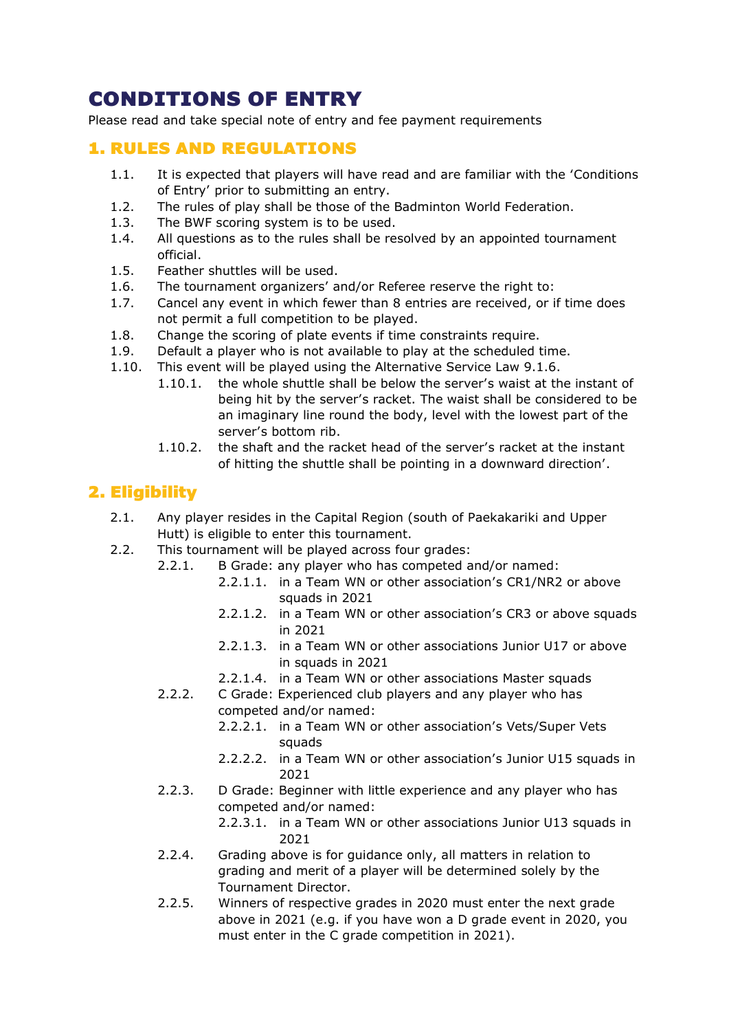# CONDITIONS OF ENTRY

Please read and take special note of entry and fee payment requirements

## 1. RULES AND REGULATIONS

- 1.1. It is expected that players will have read and are familiar with the 'Conditions of Entry' prior to submitting an entry.
- 1.2. The rules of play shall be those of the Badminton World Federation.
- 1.3. The BWF scoring system is to be used.
- 1.4. All questions as to the rules shall be resolved by an appointed tournament official.
- 1.5. Feather shuttles will be used.
- 1.6. The tournament organizers' and/or Referee reserve the right to:
- 1.7. Cancel any event in which fewer than 8 entries are received, or if time does not permit a full competition to be played.
- 1.8. Change the scoring of plate events if time constraints require.
- 1.9. Default a player who is not available to play at the scheduled time.
- 1.10. This event will be played using the Alternative Service Law 9.1.6.
    - 1.10.1. the whole shuttle shall be below the server's waist at the instant of being hit by the server's racket. The waist shall be considered to be an imaginary line round the body, level with the lowest part of the server's bottom rib.
    - 1.10.2. the shaft and the racket head of the server's racket at the instant of hitting the shuttle shall be pointing in a downward direction'.

## 2. Eligibility

- 2.1. Any player resides in the Capital Region (south of Paekakariki and Upper Hutt) is eligible to enter this tournament.
- 2.2. This tournament will be played across four grades:
    - 2.2.1. B Grade: any player who has competed and/or named:
        - 2.2.1.1. in a Team WN or other association's CR1/NR2 or above squads in 2021
        - 2.2.1.2. in a Team WN or other association's CR3 or above squads in 2021
        - 2.2.1.3. in a Team WN or other associations Junior U17 or above in squads in 2021
        - 2.2.1.4. in a Team WN or other associations Master squads
    - 2.2.2. C Grade: Experienced club players and any player who has competed and/or named:
        - 2.2.2.1. in a Team WN or other association's Vets/Super Vets squads
        - 2.2.2.2. in a Team WN or other association's Junior U15 squads in 2021
    - 2.2.3. D Grade: Beginner with little experience and any player who has competed and/or named:
        - 2.2.3.1. in a Team WN or other associations Junior U13 squads in 2021
    - 2.2.4. Grading above is for guidance only, all matters in relation to grading and merit of a player will be determined solely by the Tournament Director.
    - 2.2.5. Winners of respective grades in 2020 must enter the next grade above in 2021 (e.g. if you have won a D grade event in 2020, you must enter in the C grade competition in 2021).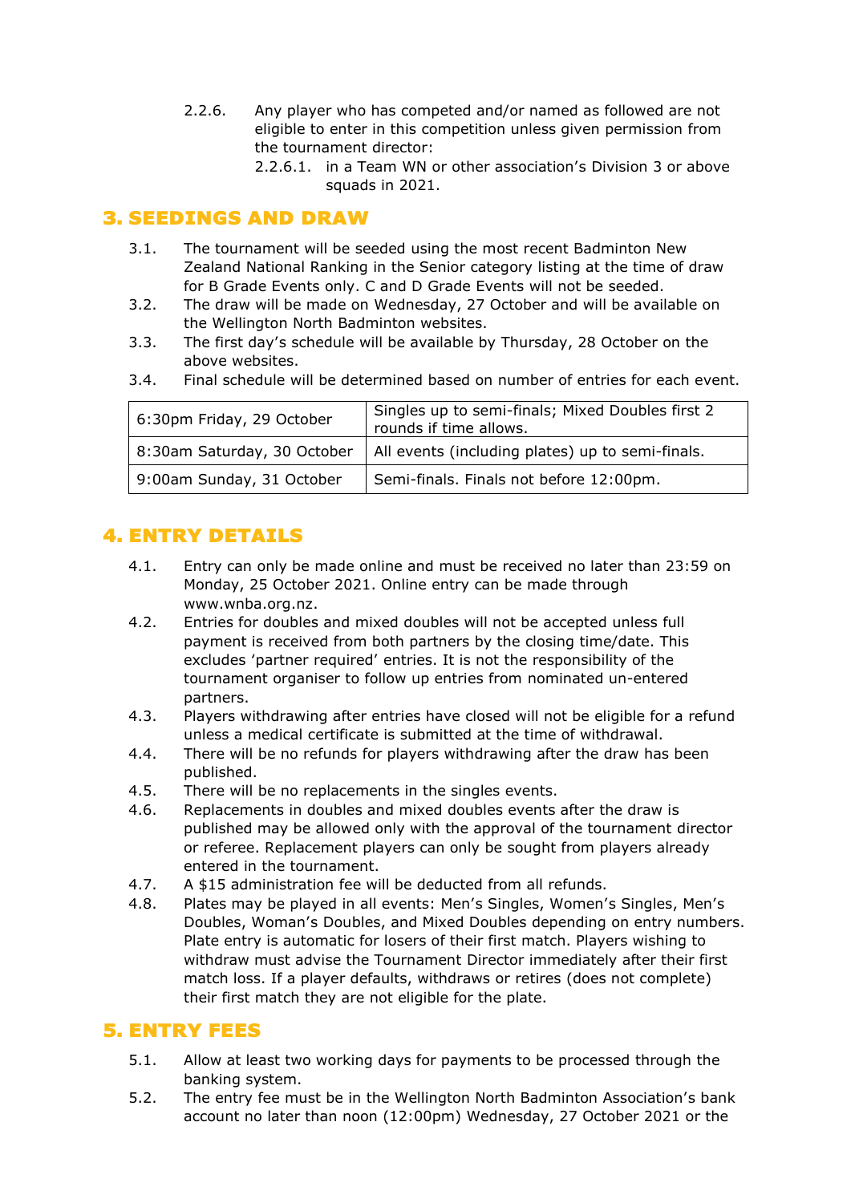2.2.6. Any player who has competed and/or named as followed are not eligible to enter in this competition unless given permission from the tournament director:

2.2.6.1. in a Team WN or other association's Division 3 or above squads in 2021.

## 3. SEEDINGS AND DRAW

3.1. The tournament will be seeded using the most recent Badminton New Zealand National Ranking in the Senior category listing at the time of draw for B Grade Events only. C and D Grade Events will not be seeded.

3.2. The draw will be made on Wednesday, 27 October and will be available on the Wellington North Badminton websites.

3.3. The first day's schedule will be available by Thursday, 28 October on the above websites.

3.4. Final schedule will be determined based on number of entries for each event.

| 6:30pm Friday, 29 October | Singles up to semi-finals; Mixed Doubles first 2 rounds if time allows. |
|---|---|
| 8:30am Saturday, 30 October | All events (including plates) up to semi-finals. |
| 9:00am Sunday, 31 October | Semi-finals. Finals not before 12:00pm. |

## 4. ENTRY DETAILS

4.1. Entry can only be made online and must be received no later than 23:59 on Monday, 25 October 2021. Online entry can be made through www.wnba.org.nz.

4.2. Entries for doubles and mixed doubles will not be accepted unless full payment is received from both partners by the closing time/date. This excludes 'partner required' entries. It is not the responsibility of the tournament organiser to follow up entries from nominated un-entered partners.

4.3. Players withdrawing after entries have closed will not be eligible for a refund unless a medical certificate is submitted at the time of withdrawal.

4.4. There will be no refunds for players withdrawing after the draw has been published.

4.5. There will be no replacements in the singles events.

4.6. Replacements in doubles and mixed doubles events after the draw is published may be allowed only with the approval of the tournament director or referee. Replacement players can only be sought from players already entered in the tournament.

4.7. A $15 administration fee will be deducted from all refunds.

4.8. Plates may be played in all events: Men's Singles, Women's Singles, Men's Doubles, Woman's Doubles, and Mixed Doubles depending on entry numbers. Plate entry is automatic for losers of their first match. Players wishing to withdraw must advise the Tournament Director immediately after their first match loss. If a player defaults, withdraws or retires (does not complete) their first match they are not eligible for the plate.

## 5. ENTRY FEES

5.1. Allow at least two working days for payments to be processed through the banking system.

5.2. The entry fee must be in the Wellington North Badminton Association's bank account no later than noon (12:00pm) Wednesday, 27 October 2021 or the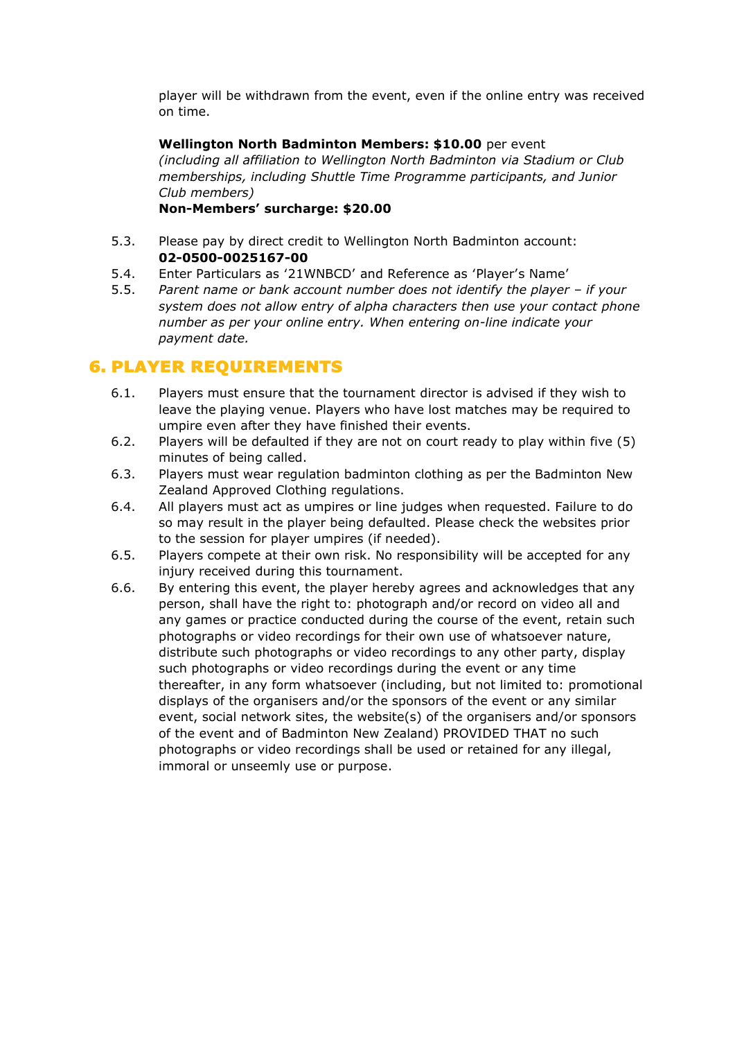player will be withdrawn from the event, even if the online entry was received on time.

**Wellington North Badminton Members: $10.00** per event
*(including all affiliation to Wellington North Badminton via Stadium or Club memberships, including Shuttle Time Programme participants, and Junior Club members)*
**Non-Members' surcharge: $20.00**

5.3. Please pay by direct credit to Wellington North Badminton account: **02-0500-0025167-00**

5.4. Enter Particulars as '21WNBCD' and Reference as 'Player's Name'

5.5. *Parent name or bank account number does not identify the player – if your system does not allow entry of alpha characters then use your contact phone number as per your online entry. When entering on-line indicate your payment date.*

## 6. PLAYER REQUIREMENTS

6.1. Players must ensure that the tournament director is advised if they wish to leave the playing venue. Players who have lost matches may be required to umpire even after they have finished their events.

6.2. Players will be defaulted if they are not on court ready to play within five (5) minutes of being called.

6.3. Players must wear regulation badminton clothing as per the Badminton New Zealand Approved Clothing regulations.

6.4. All players must act as umpires or line judges when requested. Failure to do so may result in the player being defaulted. Please check the websites prior to the session for player umpires (if needed).

6.5. Players compete at their own risk. No responsibility will be accepted for any injury received during this tournament.

6.6. By entering this event, the player hereby agrees and acknowledges that any person, shall have the right to: photograph and/or record on video all and any games or practice conducted during the course of the event, retain such photographs or video recordings for their own use of whatsoever nature, distribute such photographs or video recordings to any other party, display such photographs or video recordings during the event or any time thereafter, in any form whatsoever (including, but not limited to: promotional displays of the organisers and/or the sponsors of the event or any similar event, social network sites, the website(s) of the organisers and/or sponsors of the event and of Badminton New Zealand) PROVIDED THAT no such photographs or video recordings shall be used or retained for any illegal, immoral or unseemly use or purpose.